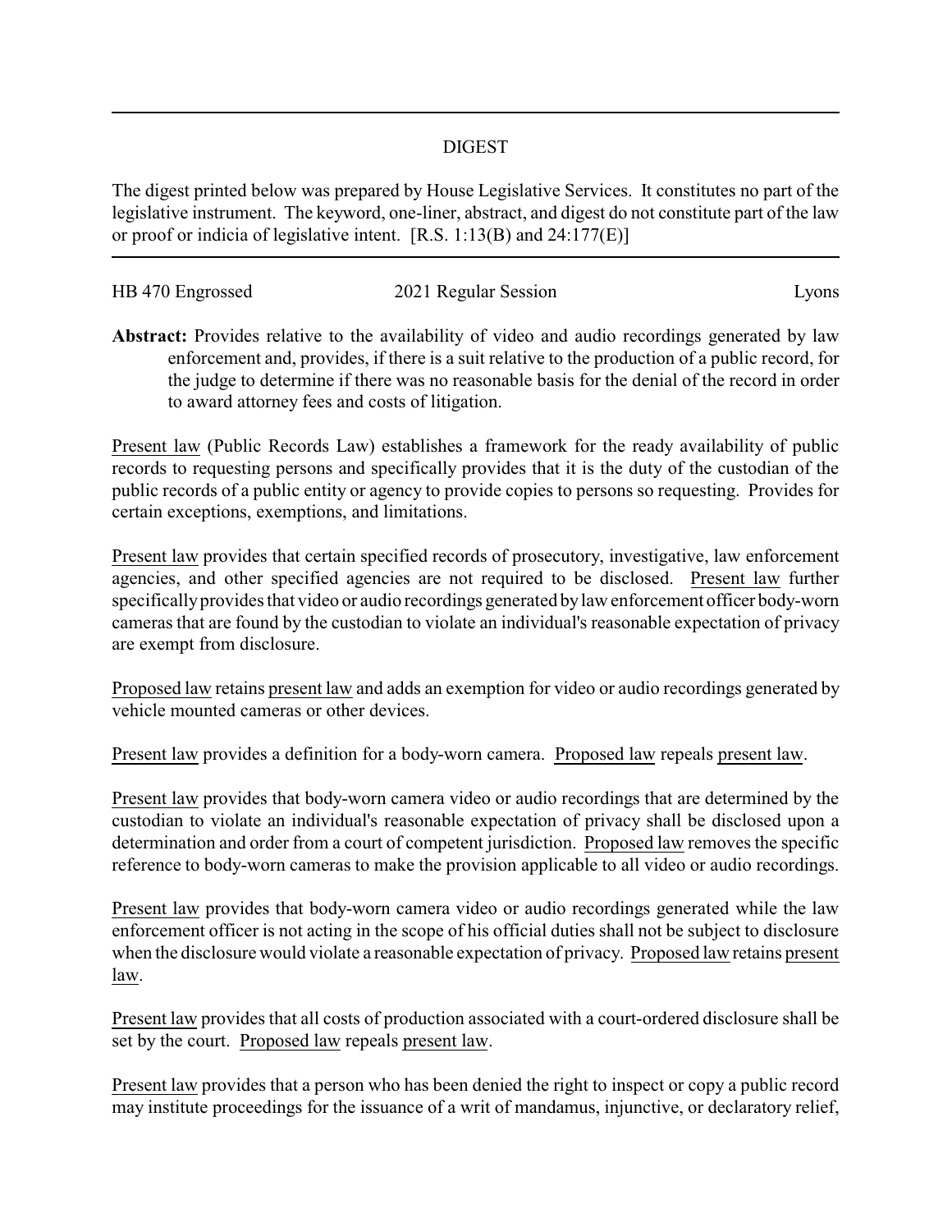## DIGEST

The digest printed below was prepared by House Legislative Services. It constitutes no part of the legislative instrument. The keyword, one-liner, abstract, and digest do not constitute part of the law or proof or indicia of legislative intent. [R.S. 1:13(B) and 24:177(E)]

HB 470 Engrossed — 2021 Regular Session — Lyons

**Abstract:** Provides relative to the availability of video and audio recordings generated by law enforcement and, provides, if there is a suit relative to the production of a public record, for the judge to determine if there was no reasonable basis for the denial of the record in order to award attorney fees and costs of litigation.

Present law (Public Records Law) establishes a framework for the ready availability of public records to requesting persons and specifically provides that it is the duty of the custodian of the public records of a public entity or agency to provide copies to persons so requesting. Provides for certain exceptions, exemptions, and limitations.

Present law provides that certain specified records of prosecutory, investigative, law enforcement agencies, and other specified agencies are not required to be disclosed. Present law further specifically provides that video or audio recordings generated by law enforcement officer body-worn cameras that are found by the custodian to violate an individual's reasonable expectation of privacy are exempt from disclosure.

Proposed law retains present law and adds an exemption for video or audio recordings generated by vehicle mounted cameras or other devices.

Present law provides a definition for a body-worn camera. Proposed law repeals present law.

Present law provides that body-worn camera video or audio recordings that are determined by the custodian to violate an individual's reasonable expectation of privacy shall be disclosed upon a determination and order from a court of competent jurisdiction. Proposed law removes the specific reference to body-worn cameras to make the provision applicable to all video or audio recordings.

Present law provides that body-worn camera video or audio recordings generated while the law enforcement officer is not acting in the scope of his official duties shall not be subject to disclosure when the disclosure would violate a reasonable expectation of privacy. Proposed law retains present law.

Present law provides that all costs of production associated with a court-ordered disclosure shall be set by the court. Proposed law repeals present law.

Present law provides that a person who has been denied the right to inspect or copy a public record may institute proceedings for the issuance of a writ of mandamus, injunctive, or declaratory relief,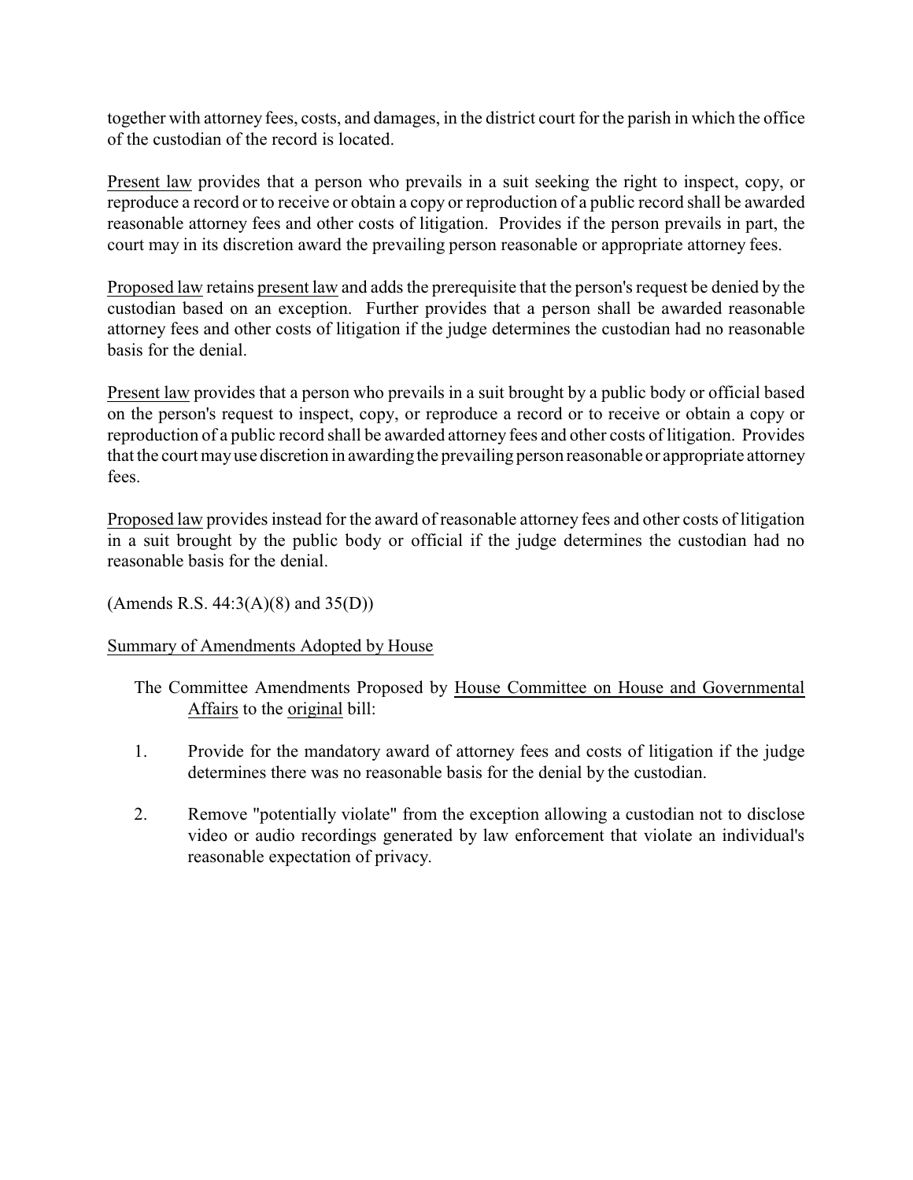together with attorney fees, costs, and damages, in the district court for the parish in which the office of the custodian of the record is located.

<u>Present law</u> provides that a person who prevails in a suit seeking the right to inspect, copy, or reproduce a record or to receive or obtain a copy or reproduction of a public record shall be awarded reasonable attorney fees and other costs of litigation. Provides if the person prevails in part, the court may in its discretion award the prevailing person reasonable or appropriate attorney fees.

<u>Proposed law</u> retains <u>present law</u> and adds the prerequisite that the person's request be denied by the custodian based on an exception. Further provides that a person shall be awarded reasonable attorney fees and other costs of litigation if the judge determines the custodian had no reasonable basis for the denial.

<u>Present law</u> provides that a person who prevails in a suit brought by a public body or official based on the person's request to inspect, copy, or reproduce a record or to receive or obtain a copy or reproduction of a public record shall be awarded attorney fees and other costs of litigation. Provides that the court may use discretion in awarding the prevailing person reasonable or appropriate attorney fees.

<u>Proposed law</u> provides instead for the award of reasonable attorney fees and other costs of litigation in a suit brought by the public body or official if the judge determines the custodian had no reasonable basis for the denial.

(Amends R.S. 44:3(A)(8) and 35(D))

<u>Summary of Amendments Adopted by House</u>

The Committee Amendments Proposed by <u>House Committee on House and Governmental Affairs</u> to the <u>original</u> bill:

1. Provide for the mandatory award of attorney fees and costs of litigation if the judge determines there was no reasonable basis for the denial by the custodian.

2. Remove "potentially violate" from the exception allowing a custodian not to disclose video or audio recordings generated by law enforcement that violate an individual's reasonable expectation of privacy.